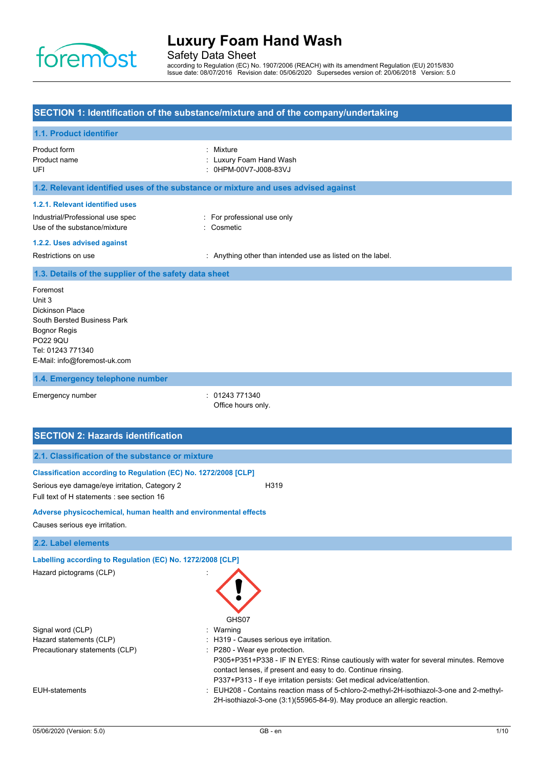# Luxury Foam Hand Wash

Safety Data Sheet

according to Regulation (EC) No. 1907/2006 (REACH) with its amendment Regulation (EU) 2015/830
Issue date: 08/07/2016 Revision date: 05/06/2020 Supersedes version of: 20/06/2018 Version: 5.0

## SECTION 1: Identification of the substance/mixture and of the company/undertaking

### 1.1. Product identifier

| | |
|---|---|
| Product form | : Mixture |
| Product name | : Luxury Foam Hand Wash |
| UFI | : 0HPM-00V7-J008-83VJ |

### 1.2. Relevant identified uses of the substance or mixture and uses advised against

#### 1.2.1. Relevant identified uses

| | |
|---|---|
| Industrial/Professional use spec | : For professional use only |
| Use of the substance/mixture | : Cosmetic |

#### 1.2.2. Uses advised against

| | |
|---|---|
| Restrictions on use | : Anything other than intended use as listed on the label. |

### 1.3. Details of the supplier of the safety data sheet

Foremost
Unit 3
Dickinson Place
South Bersted Business Park
Bognor Regis
PO22 9QU
Tel: 01243 771340
E-Mail: info@foremost-uk.com

### 1.4. Emergency telephone number

| | |
|---|---|
| Emergency number | : 01243 771340<br>Office hours only. |

## SECTION 2: Hazards identification

### 2.1. Classification of the substance or mixture

#### Classification according to Regulation (EC) No. 1272/2008 [CLP]

| | |
|---|---|
| Serious eye damage/eye irritation, Category 2 | H319 |

Full text of H statements : see section 16

#### Adverse physicochemical, human health and environmental effects

Causes serious eye irritation.

### 2.2. Label elements

#### Labelling according to Regulation (EC) No. 1272/2008 [CLP]

| | |
|---|---|
| Hazard pictograms (CLP) | : GHS07 |
| Signal word (CLP) | : Warning |
| Hazard statements (CLP) | : H319 - Causes serious eye irritation. |
| Precautionary statements (CLP) | : P280 - Wear eye protection.<br>P305+P351+P338 - IF IN EYES: Rinse cautiously with water for several minutes. Remove contact lenses, if present and easy to do. Continue rinsing.<br>P337+P313 - If eye irritation persists: Get medical advice/attention. |
| EUH-statements | : EUH208 - Contains reaction mass of 5-chloro-2-methyl-2H-isothiazol-3-one and 2-methyl-2H-isothiazol-3-one (3:1)(55965-84-9). May produce an allergic reaction. |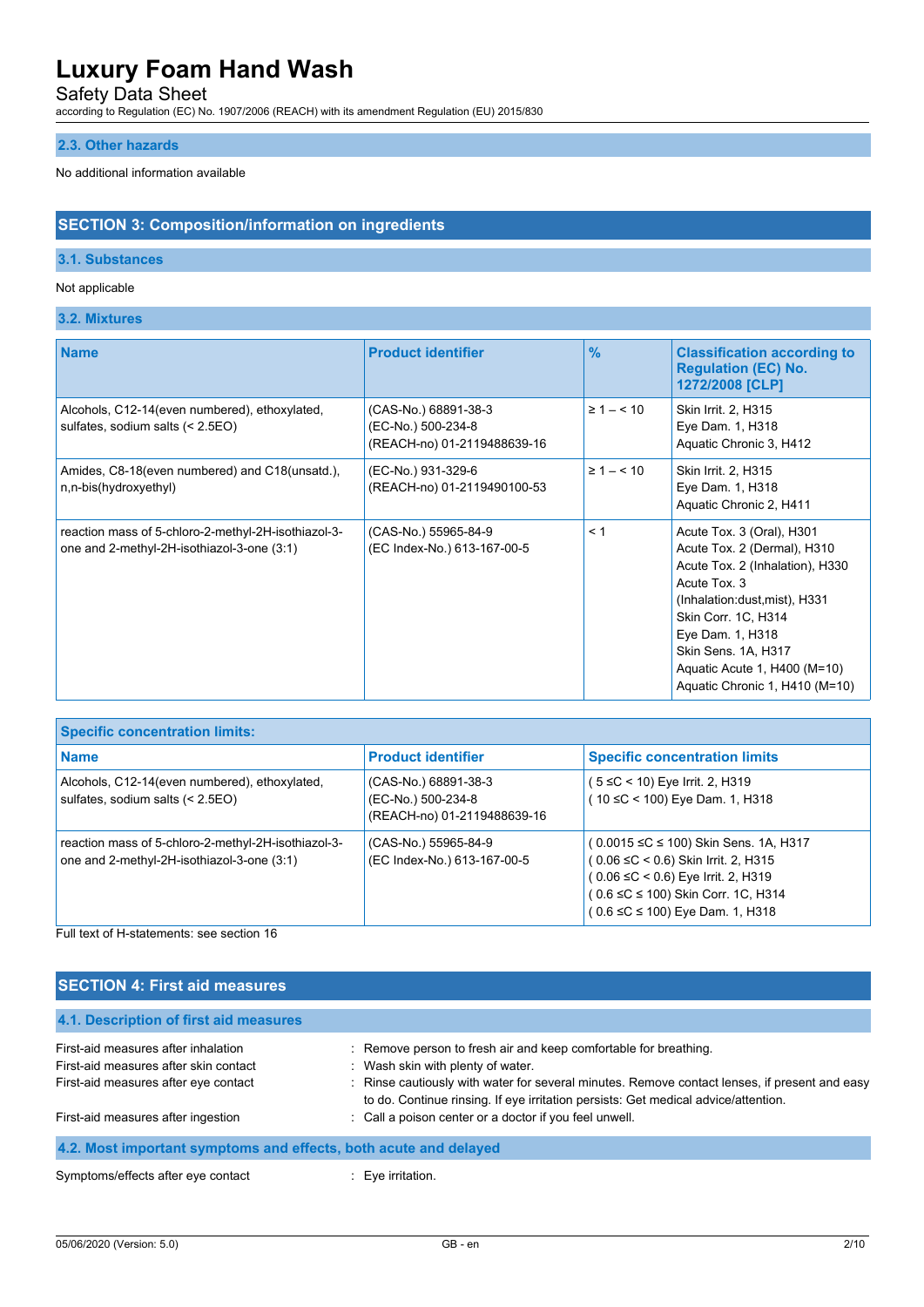### 2.3. Other hazards

No additional information available

## SECTION 3: Composition/information on ingredients

### 3.1. Substances

Not applicable

### 3.2. Mixtures

| Name | Product identifier | % | Classification according to Regulation (EC) No. 1272/2008 [CLP] |
|---|---|---|---|
| Alcohols, C12-14(even numbered), ethoxylated, sulfates, sodium salts (< 2.5EO) | (CAS-No.) 68891-38-3<br>(EC-No.) 500-234-8<br>(REACH-no) 01-2119488639-16 | ≥ 1 – < 10 | Skin Irrit. 2, H315<br>Eye Dam. 1, H318<br>Aquatic Chronic 3, H412 |
| Amides, C8-18(even numbered) and C18(unsatd.), n,n-bis(hydroxyethyl) | (EC-No.) 931-329-6<br>(REACH-no) 01-2119490100-53 | ≥ 1 – < 10 | Skin Irrit. 2, H315<br>Eye Dam. 1, H318<br>Aquatic Chronic 2, H411 |
| reaction mass of 5-chloro-2-methyl-2H-isothiazol-3-one and 2-methyl-2H-isothiazol-3-one (3:1) | (CAS-No.) 55965-84-9<br>(EC Index-No.) 613-167-00-5 | < 1 | Acute Tox. 3 (Oral), H301<br>Acute Tox. 2 (Dermal), H310<br>Acute Tox. 2 (Inhalation), H330<br>Acute Tox. 3 (Inhalation:dust,mist), H331<br>Skin Corr. 1C, H314<br>Eye Dam. 1, H318<br>Skin Sens. 1A, H317<br>Aquatic Acute 1, H400 (M=10)<br>Aquatic Chronic 1, H410 (M=10) |

| Specific concentration limits: | | |
|---|---|---|
| **Name** | **Product identifier** | **Specific concentration limits** |
| Alcohols, C12-14(even numbered), ethoxylated, sulfates, sodium salts (< 2.5EO) | (CAS-No.) 68891-38-3<br>(EC-No.) 500-234-8<br>(REACH-no) 01-2119488639-16 | ( 5 ≤C < 10) Eye Irrit. 2, H319<br>( 10 ≤C < 100) Eye Dam. 1, H318 |
| reaction mass of 5-chloro-2-methyl-2H-isothiazol-3-one and 2-methyl-2H-isothiazol-3-one (3:1) | (CAS-No.) 55965-84-9<br>(EC Index-No.) 613-167-00-5 | ( 0.0015 ≤C ≤ 100) Skin Sens. 1A, H317<br>( 0.06 ≤C < 0.6) Skin Irrit. 2, H315<br>( 0.06 ≤C < 0.6) Eye Irrit. 2, H319<br>( 0.6 ≤C ≤ 100) Skin Corr. 1C, H314<br>( 0.6 ≤C ≤ 100) Eye Dam. 1, H318 |

Full text of H-statements: see section 16

## SECTION 4: First aid measures

### 4.1. Description of first aid measures

First-aid measures after inhalation : Remove person to fresh air and keep comfortable for breathing.

First-aid measures after skin contact : Wash skin with plenty of water.

First-aid measures after eye contact : Rinse cautiously with water for several minutes. Remove contact lenses, if present and easy to do. Continue rinsing. If eye irritation persists: Get medical advice/attention.

First-aid measures after ingestion : Call a poison center or a doctor if you feel unwell.

### 4.2. Most important symptoms and effects, both acute and delayed

Symptoms/effects after eye contact : Eye irritation.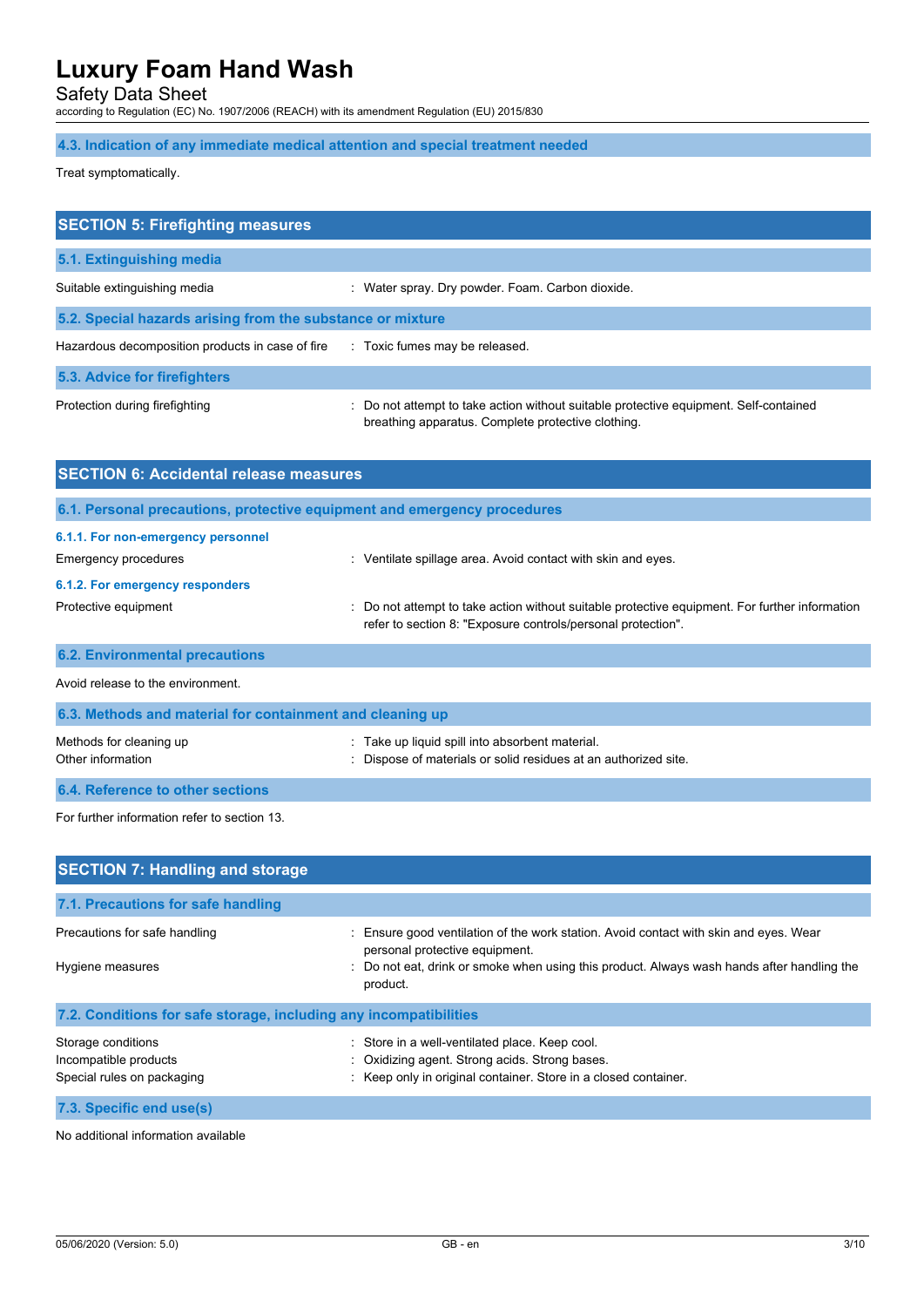### 4.3. Indication of any immediate medical attention and special treatment needed

Treat symptomatically.

## SECTION 5: Firefighting measures

### 5.1. Extinguishing media

Suitable extinguishing media : Water spray. Dry powder. Foam. Carbon dioxide.

### 5.2. Special hazards arising from the substance or mixture

Hazardous decomposition products in case of fire : Toxic fumes may be released.

### 5.3. Advice for firefighters

Protection during firefighting : Do not attempt to take action without suitable protective equipment. Self-contained breathing apparatus. Complete protective clothing.

## SECTION 6: Accidental release measures

### 6.1. Personal precautions, protective equipment and emergency procedures

#### 6.1.1. For non-emergency personnel

Emergency procedures : Ventilate spillage area. Avoid contact with skin and eyes.

#### 6.1.2. For emergency responders

Protective equipment : Do not attempt to take action without suitable protective equipment. For further information refer to section 8: "Exposure controls/personal protection".

### 6.2. Environmental precautions

Avoid release to the environment.

### 6.3. Methods and material for containment and cleaning up

Methods for cleaning up : Take up liquid spill into absorbent material.

Other information : Dispose of materials or solid residues at an authorized site.

### 6.4. Reference to other sections

For further information refer to section 13.

## SECTION 7: Handling and storage

### 7.1. Precautions for safe handling

Precautions for safe handling : Ensure good ventilation of the work station. Avoid contact with skin and eyes. Wear personal protective equipment.

Hygiene measures : Do not eat, drink or smoke when using this product. Always wash hands after handling the product.

### 7.2. Conditions for safe storage, including any incompatibilities

Storage conditions : Store in a well-ventilated place. Keep cool.

Incompatible products : Oxidizing agent. Strong acids. Strong bases.

Special rules on packaging : Keep only in original container. Store in a closed container.

### 7.3. Specific end use(s)

No additional information available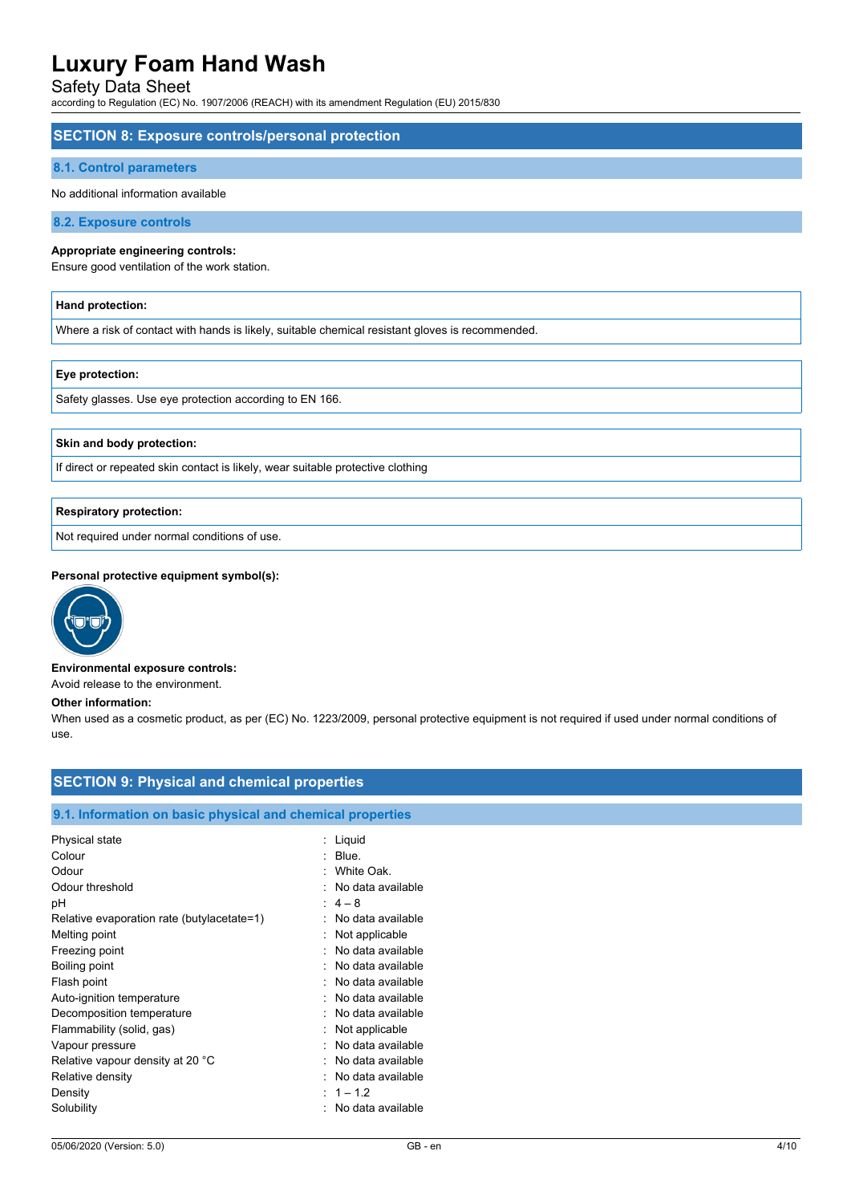## SECTION 8: Exposure controls/personal protection

### 8.1. Control parameters

No additional information available

### 8.2. Exposure controls

**Appropriate engineering controls:**

Ensure good ventilation of the work station.

| **Hand protection:** |
|---|
| Where a risk of contact with hands is likely, suitable chemical resistant gloves is recommended. |

| **Eye protection:** |
|---|
| Safety glasses. Use eye protection according to EN 166. |

| **Skin and body protection:** |
|---|
| If direct or repeated skin contact is likely, wear suitable protective clothing |

| **Respiratory protection:** |
|---|
| Not required under normal conditions of use. |

**Personal protective equipment symbol(s):**

**Environmental exposure controls:**

Avoid release to the environment.

**Other information:**

When used as a cosmetic product, as per (EC) No. 1223/2009, personal protective equipment is not required if used under normal conditions of use.

## SECTION 9: Physical and chemical properties

### 9.1. Information on basic physical and chemical properties

| | |
|---|---|
| Physical state | : Liquid |
| Colour | : Blue. |
| Odour | : White Oak. |
| Odour threshold | : No data available |
| pH | : 4 – 8 |
| Relative evaporation rate (butylacetate=1) | : No data available |
| Melting point | : Not applicable |
| Freezing point | : No data available |
| Boiling point | : No data available |
| Flash point | : No data available |
| Auto-ignition temperature | : No data available |
| Decomposition temperature | : No data available |
| Flammability (solid, gas) | : Not applicable |
| Vapour pressure | : No data available |
| Relative vapour density at 20 °C | : No data available |
| Relative density | : No data available |
| Density | : 1 – 1.2 |
| Solubility | : No data available |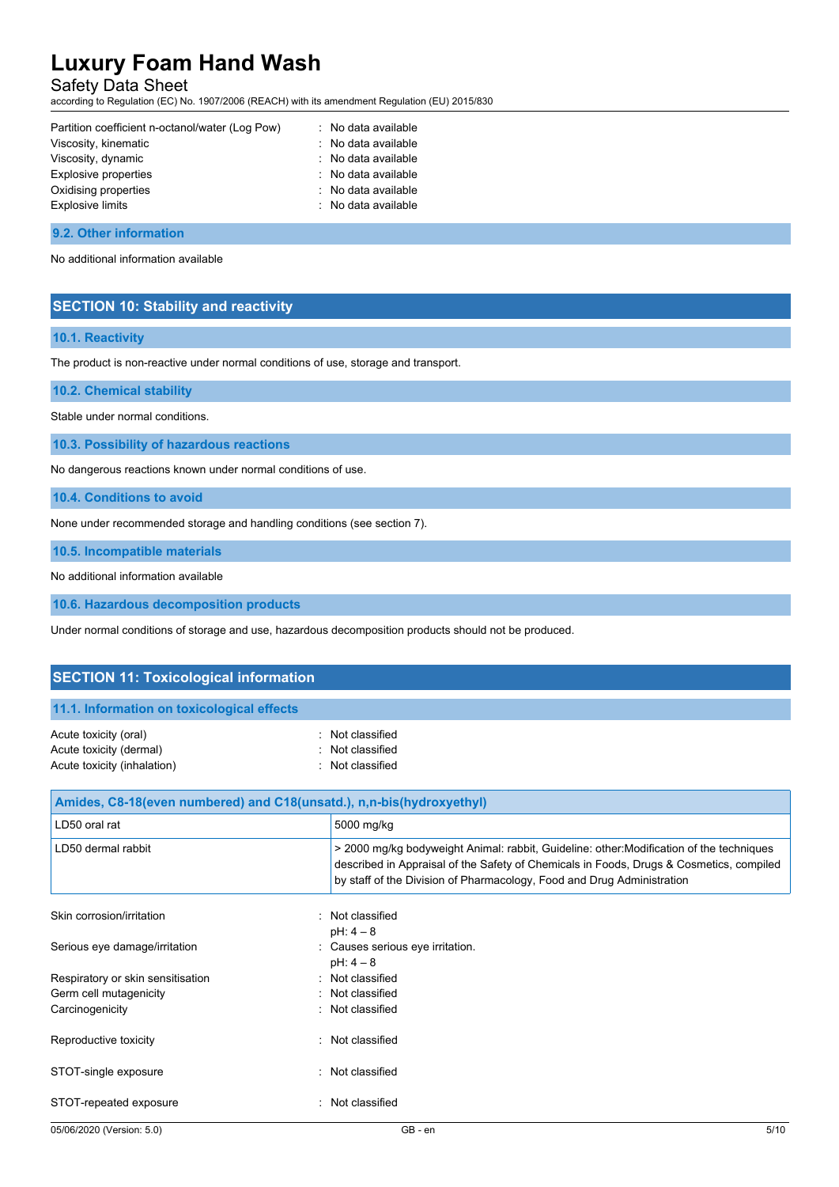| | |
|---|---|
| Partition coefficient n-octanol/water (Log Pow) | : No data available |
| Viscosity, kinematic | : No data available |
| Viscosity, dynamic | : No data available |
| Explosive properties | : No data available |
| Oxidising properties | : No data available |
| Explosive limits | : No data available |

### 9.2. Other information

No additional information available

## SECTION 10: Stability and reactivity

### 10.1. Reactivity

The product is non-reactive under normal conditions of use, storage and transport.

### 10.2. Chemical stability

Stable under normal conditions.

### 10.3. Possibility of hazardous reactions

No dangerous reactions known under normal conditions of use.

### 10.4. Conditions to avoid

None under recommended storage and handling conditions (see section 7).

### 10.5. Incompatible materials

No additional information available

### 10.6. Hazardous decomposition products

Under normal conditions of storage and use, hazardous decomposition products should not be produced.

## SECTION 11: Toxicological information

### 11.1. Information on toxicological effects

| | |
|---|---|
| Acute toxicity (oral) | : Not classified |
| Acute toxicity (dermal) | : Not classified |
| Acute toxicity (inhalation) | : Not classified |

| Amides, C8-18(even numbered) and C18(unsatd.), n,n-bis(hydroxyethyl) | |
|---|---|
| LD50 oral rat | 5000 mg/kg |
| LD50 dermal rabbit | > 2000 mg/kg bodyweight Animal: rabbit, Guideline: other:Modification of the techniques described in Appraisal of the Safety of Chemicals in Foods, Drugs & Cosmetics, compiled by staff of the Division of Pharmacology, Food and Drug Administration |

| | |
|---|---|
| Skin corrosion/irritation | : Not classified<br>pH: 4 – 8 |
| Serious eye damage/irritation | : Causes serious eye irritation.<br>pH: 4 – 8 |
| Respiratory or skin sensitisation | : Not classified |
| Germ cell mutagenicity | : Not classified |
| Carcinogenicity | : Not classified |
| Reproductive toxicity | : Not classified |
| STOT-single exposure | : Not classified |
| STOT-repeated exposure | : Not classified |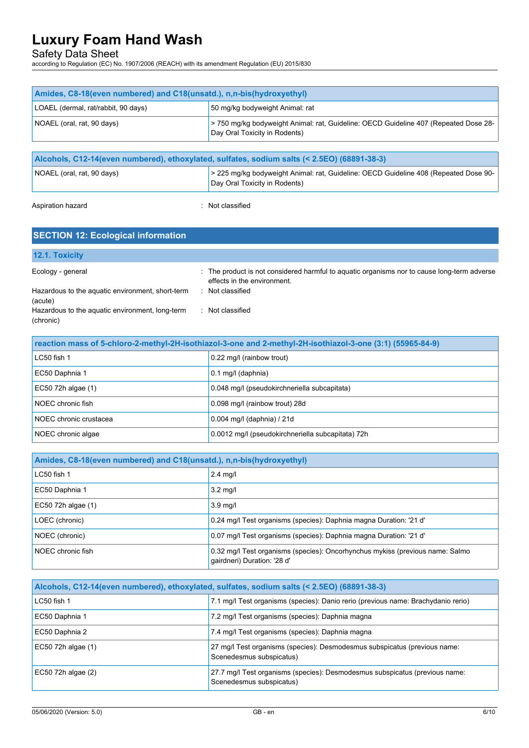| Amides, C8-18(even numbered) and C18(unsatd.), n,n-bis(hydroxyethyl) | |
|---|---|
| LOAEL (dermal, rat/rabbit, 90 days) | 50 mg/kg bodyweight Animal: rat |
| NOAEL (oral, rat, 90 days) | > 750 mg/kg bodyweight Animal: rat, Guideline: OECD Guideline 407 (Repeated Dose 28-Day Oral Toxicity in Rodents) |

| Alcohols, C12-14(even numbered), ethoxylated, sulfates, sodium salts (< 2.5EO) (68891-38-3) | |
|---|---|
| NOAEL (oral, rat, 90 days) | > 225 mg/kg bodyweight Animal: rat, Guideline: OECD Guideline 408 (Repeated Dose 90-Day Oral Toxicity in Rodents) |

Aspiration hazard : Not classified

## SECTION 12: Ecological information

### 12.1. Toxicity

Ecology - general : The product is not considered harmful to aquatic organisms nor to cause long-term adverse effects in the environment.

Hazardous to the aquatic environment, short-term (acute) : Not classified

Hazardous to the aquatic environment, long-term (chronic) : Not classified

| reaction mass of 5-chloro-2-methyl-2H-isothiazol-3-one and 2-methyl-2H-isothiazol-3-one (3:1) (55965-84-9) | |
|---|---|
| LC50 fish 1 | 0.22 mg/l (rainbow trout) |
| EC50 Daphnia 1 | 0.1 mg/l (daphnia) |
| EC50 72h algae (1) | 0.048 mg/l (pseudokirchneriella subcapitata) |
| NOEC chronic fish | 0.098 mg/l (rainbow trout) 28d |
| NOEC chronic crustacea | 0.004 mg/l (daphnia) / 21d |
| NOEC chronic algae | 0.0012 mg/l (pseudokirchneriella subcapitata) 72h |

| Amides, C8-18(even numbered) and C18(unsatd.), n,n-bis(hydroxyethyl) | |
|---|---|
| LC50 fish 1 | 2.4 mg/l |
| EC50 Daphnia 1 | 3.2 mg/l |
| EC50 72h algae (1) | 3.9 mg/l |
| LOEC (chronic) | 0.24 mg/l Test organisms (species): Daphnia magna Duration: '21 d' |
| NOEC (chronic) | 0.07 mg/l Test organisms (species): Daphnia magna Duration: '21 d' |
| NOEC chronic fish | 0.32 mg/l Test organisms (species): Oncorhynchus mykiss (previous name: Salmo gairdneri) Duration: '28 d' |

| Alcohols, C12-14(even numbered), ethoxylated, sulfates, sodium salts (< 2.5EO) (68891-38-3) | |
|---|---|
| LC50 fish 1 | 7.1 mg/l Test organisms (species): Danio rerio (previous name: Brachydanio rerio) |
| EC50 Daphnia 1 | 7.2 mg/l Test organisms (species): Daphnia magna |
| EC50 Daphnia 2 | 7.4 mg/l Test organisms (species): Daphnia magna |
| EC50 72h algae (1) | 27 mg/l Test organisms (species): Desmodesmus subspicatus (previous name: Scenedesmus subspicatus) |
| EC50 72h algae (2) | 27.7 mg/l Test organisms (species): Desmodesmus subspicatus (previous name: Scenedesmus subspicatus) |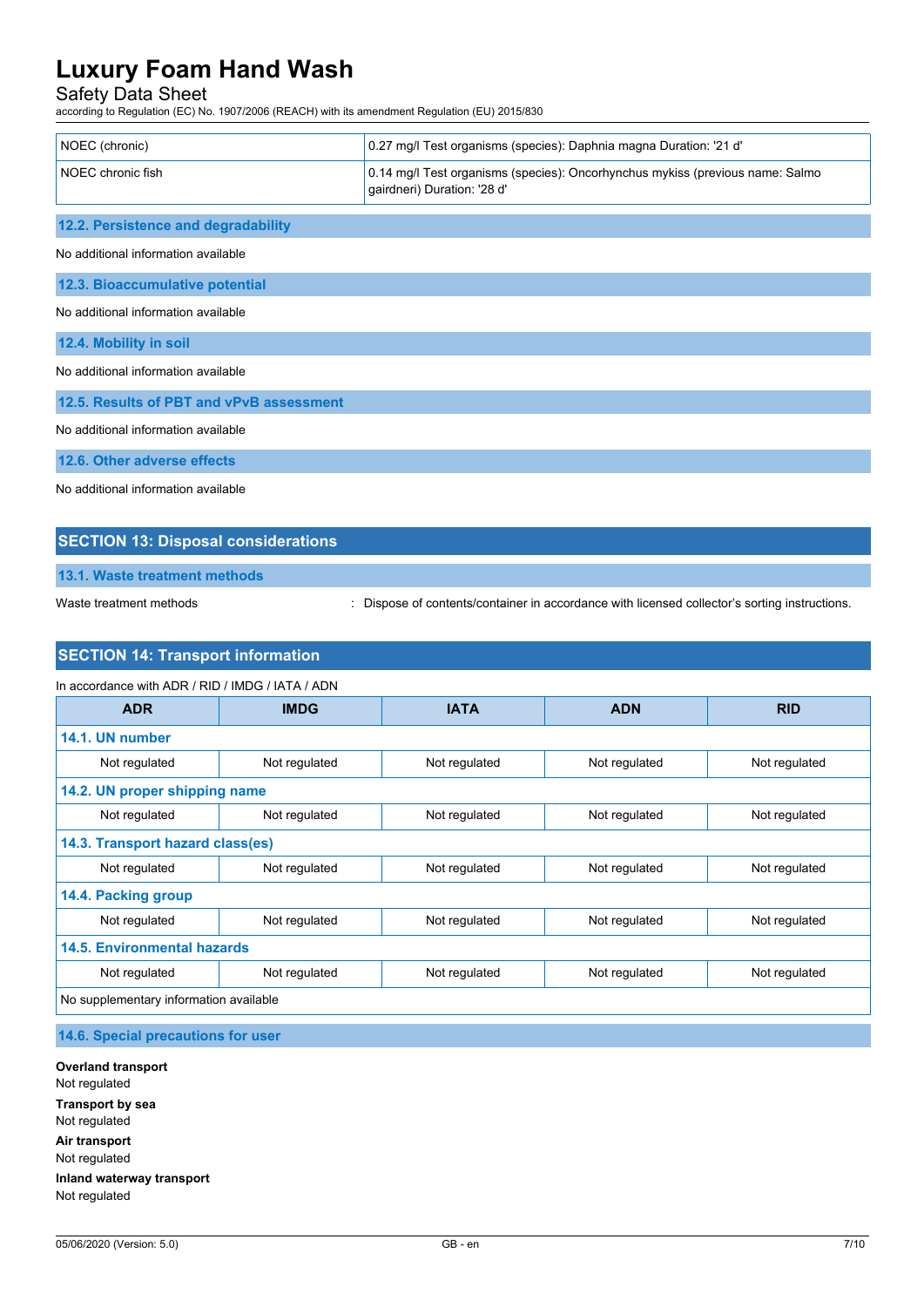| | |
|---|---|
| NOEC (chronic) | 0.27 mg/l Test organisms (species): Daphnia magna Duration: '21 d' |
| NOEC chronic fish | 0.14 mg/l Test organisms (species): Oncorhynchus mykiss (previous name: Salmo gairdneri) Duration: '28 d' |

### 12.2. Persistence and degradability

No additional information available

### 12.3. Bioaccumulative potential

No additional information available

### 12.4. Mobility in soil

No additional information available

### 12.5. Results of PBT and vPvB assessment

No additional information available

### 12.6. Other adverse effects

No additional information available

## SECTION 13: Disposal considerations

### 13.1. Waste treatment methods

Waste treatment methods : Dispose of contents/container in accordance with licensed collector's sorting instructions.

## SECTION 14: Transport information

In accordance with ADR / RID / IMDG / IATA / ADN

| ADR | IMDG | IATA | ADN | RID |
|---|---|---|---|---|
| **14.1. UN number** | | | | |
| Not regulated | Not regulated | Not regulated | Not regulated | Not regulated |
| **14.2. UN proper shipping name** | | | | |
| Not regulated | Not regulated | Not regulated | Not regulated | Not regulated |
| **14.3. Transport hazard class(es)** | | | | |
| Not regulated | Not regulated | Not regulated | Not regulated | Not regulated |
| **14.4. Packing group** | | | | |
| Not regulated | Not regulated | Not regulated | Not regulated | Not regulated |
| **14.5. Environmental hazards** | | | | |
| Not regulated | Not regulated | Not regulated | Not regulated | Not regulated |
| No supplementary information available | | | | |

### 14.6. Special precautions for user

**Overland transport**
Not regulated

**Transport by sea**
Not regulated

**Air transport**
Not regulated

**Inland waterway transport**
Not regulated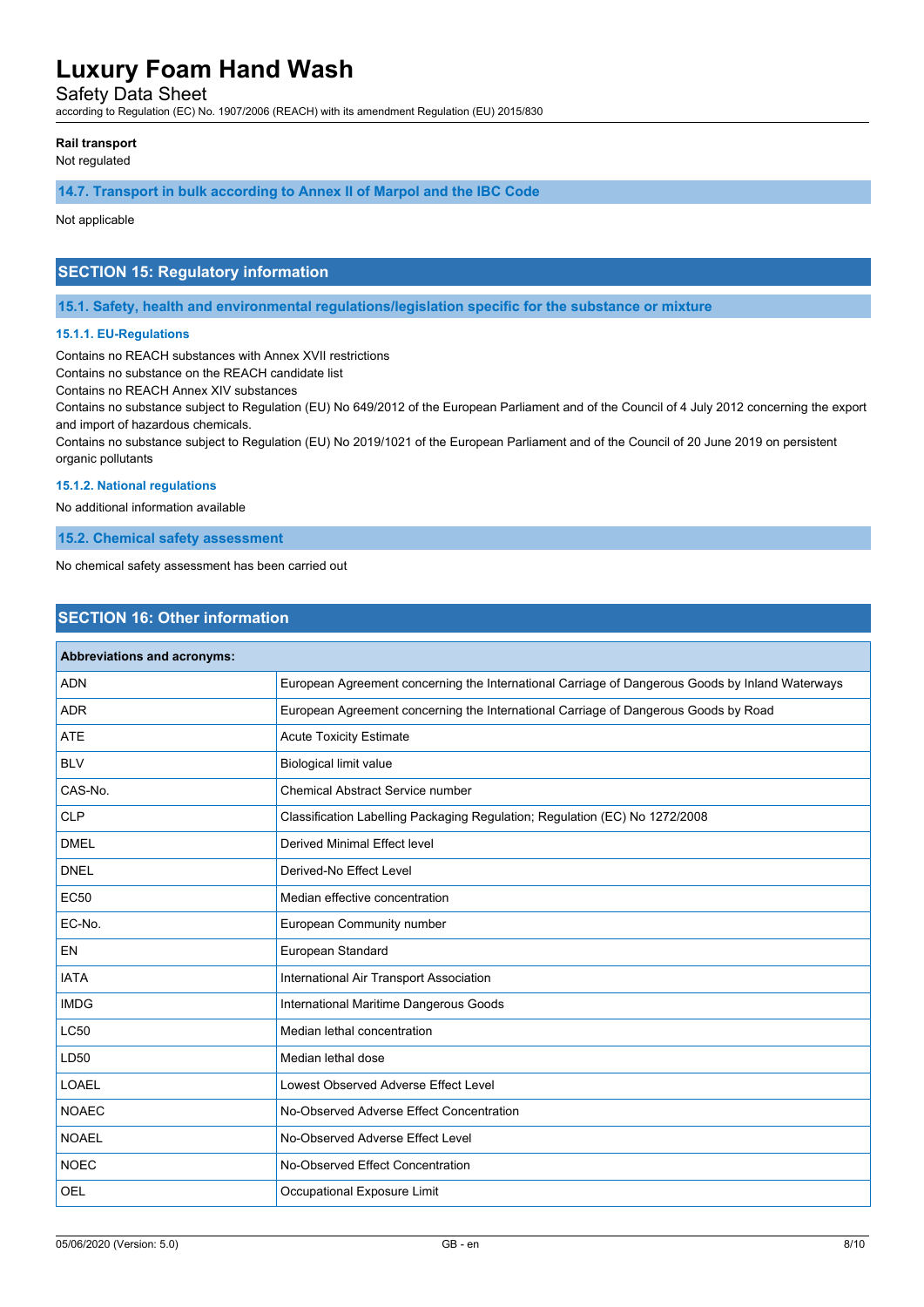**Rail transport**

Not regulated

### 14.7. Transport in bulk according to Annex II of Marpol and the IBC Code

Not applicable

## SECTION 15: Regulatory information

### 15.1. Safety, health and environmental regulations/legislation specific for the substance or mixture

#### 15.1.1. EU-Regulations

Contains no REACH substances with Annex XVII restrictions

Contains no substance on the REACH candidate list

Contains no REACH Annex XIV substances

Contains no substance subject to Regulation (EU) No 649/2012 of the European Parliament and of the Council of 4 July 2012 concerning the export and import of hazardous chemicals.

Contains no substance subject to Regulation (EU) No 2019/1021 of the European Parliament and of the Council of 20 June 2019 on persistent organic pollutants

#### 15.1.2. National regulations

No additional information available

### 15.2. Chemical safety assessment

No chemical safety assessment has been carried out

## SECTION 16: Other information

| Abbreviations and acronyms: | |
|---|---|
| ADN | European Agreement concerning the International Carriage of Dangerous Goods by Inland Waterways |
| ADR | European Agreement concerning the International Carriage of Dangerous Goods by Road |
| ATE | Acute Toxicity Estimate |
| BLV | Biological limit value |
| CAS-No. | Chemical Abstract Service number |
| CLP | Classification Labelling Packaging Regulation; Regulation (EC) No 1272/2008 |
| DMEL | Derived Minimal Effect level |
| DNEL | Derived-No Effect Level |
| EC50 | Median effective concentration |
| EC-No. | European Community number |
| EN | European Standard |
| IATA | International Air Transport Association |
| IMDG | International Maritime Dangerous Goods |
| LC50 | Median lethal concentration |
| LD50 | Median lethal dose |
| LOAEL | Lowest Observed Adverse Effect Level |
| NOAEC | No-Observed Adverse Effect Concentration |
| NOAEL | No-Observed Adverse Effect Level |
| NOEC | No-Observed Effect Concentration |
| OEL | Occupational Exposure Limit |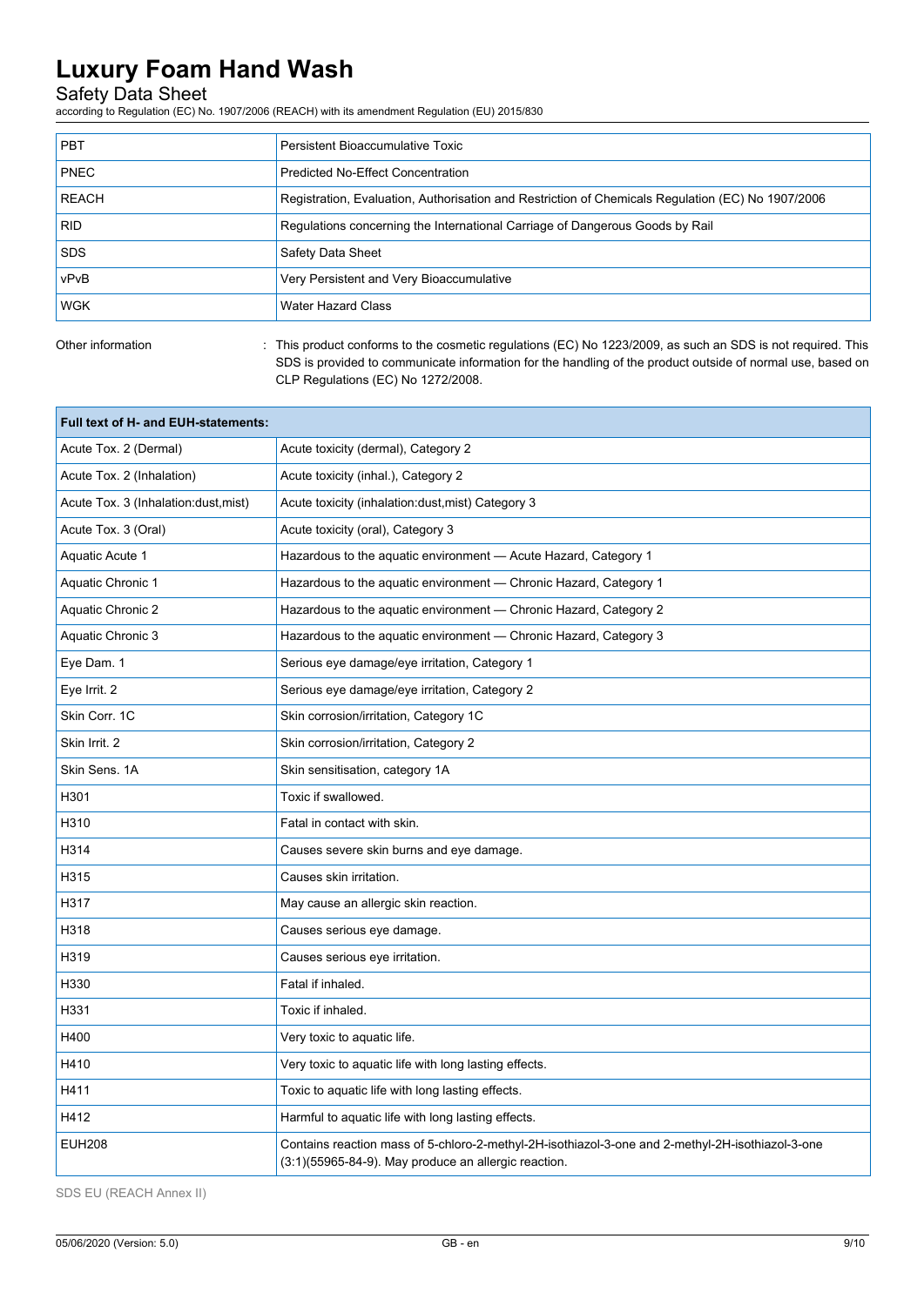| | |
|---|---|
| PBT | Persistent Bioaccumulative Toxic |
| PNEC | Predicted No-Effect Concentration |
| REACH | Registration, Evaluation, Authorisation and Restriction of Chemicals Regulation (EC) No 1907/2006 |
| RID | Regulations concerning the International Carriage of Dangerous Goods by Rail |
| SDS | Safety Data Sheet |
| vPvB | Very Persistent and Very Bioaccumulative |
| WGK | Water Hazard Class |

Other information : This product conforms to the cosmetic regulations (EC) No 1223/2009, as such an SDS is not required. This SDS is provided to communicate information for the handling of the product outside of normal use, based on CLP Regulations (EC) No 1272/2008.

| Full text of H- and EUH-statements: | |
|---|---|
| Acute Tox. 2 (Dermal) | Acute toxicity (dermal), Category 2 |
| Acute Tox. 2 (Inhalation) | Acute toxicity (inhal.), Category 2 |
| Acute Tox. 3 (Inhalation:dust,mist) | Acute toxicity (inhalation:dust,mist) Category 3 |
| Acute Tox. 3 (Oral) | Acute toxicity (oral), Category 3 |
| Aquatic Acute 1 | Hazardous to the aquatic environment — Acute Hazard, Category 1 |
| Aquatic Chronic 1 | Hazardous to the aquatic environment — Chronic Hazard, Category 1 |
| Aquatic Chronic 2 | Hazardous to the aquatic environment — Chronic Hazard, Category 2 |
| Aquatic Chronic 3 | Hazardous to the aquatic environment — Chronic Hazard, Category 3 |
| Eye Dam. 1 | Serious eye damage/eye irritation, Category 1 |
| Eye Irrit. 2 | Serious eye damage/eye irritation, Category 2 |
| Skin Corr. 1C | Skin corrosion/irritation, Category 1C |
| Skin Irrit. 2 | Skin corrosion/irritation, Category 2 |
| Skin Sens. 1A | Skin sensitisation, category 1A |
| H301 | Toxic if swallowed. |
| H310 | Fatal in contact with skin. |
| H314 | Causes severe skin burns and eye damage. |
| H315 | Causes skin irritation. |
| H317 | May cause an allergic skin reaction. |
| H318 | Causes serious eye damage. |
| H319 | Causes serious eye irritation. |
| H330 | Fatal if inhaled. |
| H331 | Toxic if inhaled. |
| H400 | Very toxic to aquatic life. |
| H410 | Very toxic to aquatic life with long lasting effects. |
| H411 | Toxic to aquatic life with long lasting effects. |
| H412 | Harmful to aquatic life with long lasting effects. |
| EUH208 | Contains reaction mass of 5-chloro-2-methyl-2H-isothiazol-3-one and 2-methyl-2H-isothiazol-3-one (3:1)(55965-84-9). May produce an allergic reaction. |

SDS EU (REACH Annex II)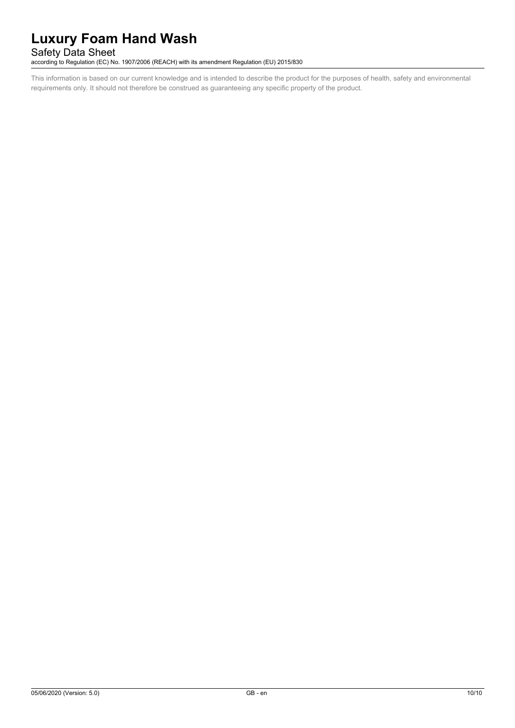This information is based on our current knowledge and is intended to describe the product for the purposes of health, safety and environmental requirements only. It should not therefore be construed as guaranteeing any specific property of the product.